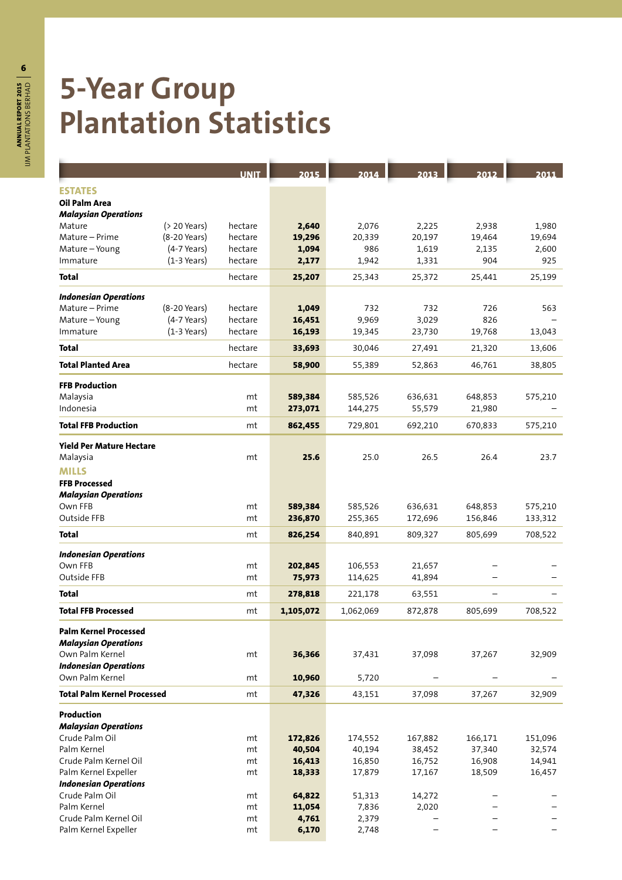# 5-Year Group Plantation Statistics

| | | UNIT | 2015 | 2014 | 2013 | 2012 | 2011 |
|---|---|---|---|---|---|---|---|
| **ESTATES** | | | | | | | |
| **Oil Palm Area** | | | | | | | |
| ***Malaysian Operations*** | | | | | | | |
| Mature | (> 20 Years) | hectare | **2,640** | 2,076 | 2,225 | 2,938 | 1,980 |
| Mature – Prime | (8-20 Years) | hectare | **19,296** | 20,339 | 20,197 | 19,464 | 19,694 |
| Mature – Young | (4-7 Years) | hectare | **1,094** | 986 | 1,619 | 2,135 | 2,600 |
| Immature | (1-3 Years) | hectare | **2,177** | 1,942 | 1,331 | 904 | 925 |
| **Total** | | hectare | **25,207** | 25,343 | 25,372 | 25,441 | 25,199 |
| ***Indonesian Operations*** | | | | | | | |
| Mature – Prime | (8-20 Years) | hectare | **1,049** | 732 | 732 | 726 | 563 |
| Mature – Young | (4-7 Years) | hectare | **16,451** | 9,969 | 3,029 | 826 | – |
| Immature | (1-3 Years) | hectare | **16,193** | 19,345 | 23,730 | 19,768 | 13,043 |
| **Total** | | hectare | **33,693** | 30,046 | 27,491 | 21,320 | 13,606 |
| **Total Planted Area** | | hectare | **58,900** | 55,389 | 52,863 | 46,761 | 38,805 |
| **FFB Production** | | | | | | | |
| Malaysia | | mt | **589,384** | 585,526 | 636,631 | 648,853 | 575,210 |
| Indonesia | | mt | **273,071** | 144,275 | 55,579 | 21,980 | – |
| **Total FFB Production** | | mt | **862,455** | 729,801 | 692,210 | 670,833 | 575,210 |
| **Yield Per Mature Hectare** | | | | | | | |
| Malaysia | | mt | **25.6** | 25.0 | 26.5 | 26.4 | 23.7 |
| **MILLS** | | | | | | | |
| **FFB Processed** | | | | | | | |
| ***Malaysian Operations*** | | | | | | | |
| Own FFB | | mt | **589,384** | 585,526 | 636,631 | 648,853 | 575,210 |
| Outside FFB | | mt | **236,870** | 255,365 | 172,696 | 156,846 | 133,312 |
| **Total** | | mt | **826,254** | 840,891 | 809,327 | 805,699 | 708,522 |
| ***Indonesian Operations*** | | | | | | | |
| Own FFB | | mt | **202,845** | 106,553 | 21,657 | – | – |
| Outside FFB | | mt | **75,973** | 114,625 | 41,894 | – | – |
| **Total** | | mt | **278,818** | 221,178 | 63,551 | – | – |
| **Total FFB Processed** | | mt | **1,105,072** | 1,062,069 | 872,878 | 805,699 | 708,522 |
| **Palm Kernel Processed** | | | | | | | |
| ***Malaysian Operations*** | | | | | | | |
| Own Palm Kernel | | mt | **36,366** | 37,431 | 37,098 | 37,267 | 32,909 |
| ***Indonesian Operations*** | | | | | | | |
| Own Palm Kernel | | mt | **10,960** | 5,720 | – | – | – |
| **Total Palm Kernel Processed** | | mt | **47,326** | 43,151 | 37,098 | 37,267 | 32,909 |
| **Production** | | | | | | | |
| ***Malaysian Operations*** | | | | | | | |
| Crude Palm Oil | | mt | **172,826** | 174,552 | 167,882 | 166,171 | 151,096 |
| Palm Kernel | | mt | **40,504** | 40,194 | 38,452 | 37,340 | 32,574 |
| Crude Palm Kernel Oil | | mt | **16,413** | 16,850 | 16,752 | 16,908 | 14,941 |
| Palm Kernel Expeller | | mt | **18,333** | 17,879 | 17,167 | 18,509 | 16,457 |
| ***Indonesian Operations*** | | | | | | | |
| Crude Palm Oil | | mt | **64,822** | 51,313 | 14,272 | – | – |
| Palm Kernel | | mt | **11,054** | 7,836 | 2,020 | – | – |
| Crude Palm Kernel Oil | | mt | **4,761** | 2,379 | – | – | – |
| Palm Kernel Expeller | | mt | **6,170** | 2,748 | – | – | – |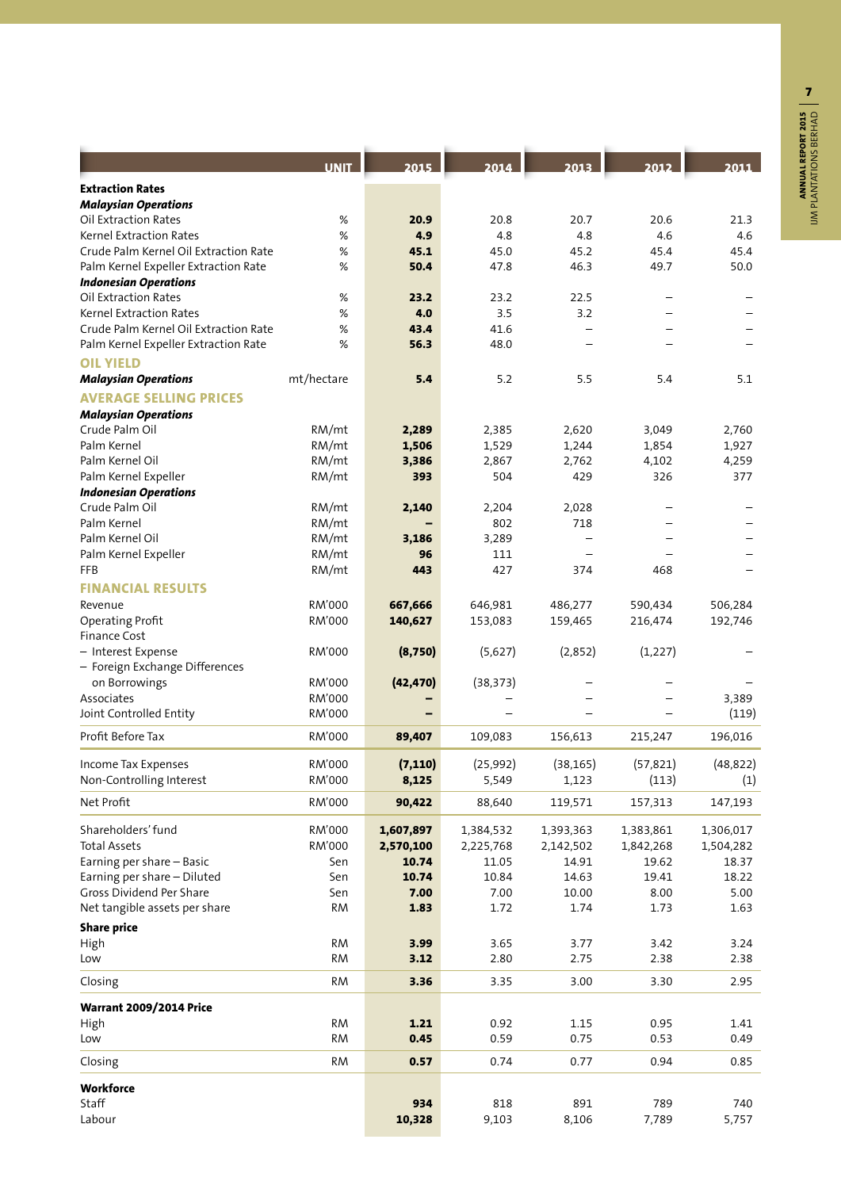| | UNIT | 2015 | 2014 | 2013 | 2012 | 2011 |
|---|---|---|---|---|---|---|
| **Extraction Rates** | | | | | | |
| ***Malaysian Operations*** | | | | | | |
| Oil Extraction Rates | % | **20.9** | 20.8 | 20.7 | 20.6 | 21.3 |
| Kernel Extraction Rates | % | **4.9** | 4.8 | 4.8 | 4.6 | 4.6 |
| Crude Palm Kernel Oil Extraction Rate | % | **45.1** | 45.0 | 45.2 | 45.4 | 45.4 |
| Palm Kernel Expeller Extraction Rate | % | **50.4** | 47.8 | 46.3 | 49.7 | 50.0 |
| ***Indonesian Operations*** | | | | | | |
| Oil Extraction Rates | % | **23.2** | 23.2 | 22.5 | – | – |
| Kernel Extraction Rates | % | **4.0** | 3.5 | 3.2 | – | – |
| Crude Palm Kernel Oil Extraction Rate | % | **43.4** | 41.6 | – | – | – |
| Palm Kernel Expeller Extraction Rate | % | **56.3** | 48.0 | – | – | – |
| **OIL YIELD** | | | | | | |
| ***Malaysian Operations*** | mt/hectare | **5.4** | 5.2 | 5.5 | 5.4 | 5.1 |
| **AVERAGE SELLING PRICES** | | | | | | |
| ***Malaysian Operations*** | | | | | | |
| Crude Palm Oil | RM/mt | **2,289** | 2,385 | 2,620 | 3,049 | 2,760 |
| Palm Kernel | RM/mt | **1,506** | 1,529 | 1,244 | 1,854 | 1,927 |
| Palm Kernel Oil | RM/mt | **3,386** | 2,867 | 2,762 | 4,102 | 4,259 |
| Palm Kernel Expeller | RM/mt | **393** | 504 | 429 | 326 | 377 |
| ***Indonesian Operations*** | | | | | | |
| Crude Palm Oil | RM/mt | **2,140** | 2,204 | 2,028 | – | – |
| Palm Kernel | RM/mt | **–** | 802 | 718 | – | – |
| Palm Kernel Oil | RM/mt | **3,186** | 3,289 | – | – | – |
| Palm Kernel Expeller | RM/mt | **96** | 111 | – | – | – |
| FFB | RM/mt | **443** | 427 | 374 | 468 | – |
| **FINANCIAL RESULTS** | | | | | | |
| Revenue | RM'000 | **667,666** | 646,981 | 486,277 | 590,434 | 506,284 |
| Operating Profit | RM'000 | **140,627** | 153,083 | 159,465 | 216,474 | 192,746 |
| Finance Cost | | | | | | |
| – Interest Expense | RM'000 | **(8,750)** | (5,627) | (2,852) | (1,227) | – |
| – Foreign Exchange Differences on Borrowings | RM'000 | **(42,470)** | (38,373) | – | – | – |
| Associates | RM'000 | **–** | – | – | – | 3,389 |
| Joint Controlled Entity | RM'000 | **–** | – | – | – | (119) |
| Profit Before Tax | RM'000 | **89,407** | 109,083 | 156,613 | 215,247 | 196,016 |
| Income Tax Expenses | RM'000 | **(7,110)** | (25,992) | (38,165) | (57,821) | (48,822) |
| Non-Controlling Interest | RM'000 | **8,125** | 5,549 | 1,123 | (113) | (1) |
| Net Profit | RM'000 | **90,422** | 88,640 | 119,571 | 157,313 | 147,193 |
| Shareholders' fund | RM'000 | **1,607,897** | 1,384,532 | 1,393,363 | 1,383,861 | 1,306,017 |
| Total Assets | RM'000 | **2,570,100** | 2,225,768 | 2,142,502 | 1,842,268 | 1,504,282 |
| Earning per share – Basic | Sen | **10.74** | 11.05 | 14.91 | 19.62 | 18.37 |
| Earning per share – Diluted | Sen | **10.74** | 10.84 | 14.63 | 19.41 | 18.22 |
| Gross Dividend Per Share | Sen | **7.00** | 7.00 | 10.00 | 8.00 | 5.00 |
| Net tangible assets per share | RM | **1.83** | 1.72 | 1.74 | 1.73 | 1.63 |
| **Share price** | | | | | | |
| High | RM | **3.99** | 3.65 | 3.77 | 3.42 | 3.24 |
| Low | RM | **3.12** | 2.80 | 2.75 | 2.38 | 2.38 |
| Closing | RM | **3.36** | 3.35 | 3.00 | 3.30 | 2.95 |
| **Warrant 2009/2014 Price** | | | | | | |
| High | RM | **1.21** | 0.92 | 1.15 | 0.95 | 1.41 |
| Low | RM | **0.45** | 0.59 | 0.75 | 0.53 | 0.49 |
| Closing | RM | **0.57** | 0.74 | 0.77 | 0.94 | 0.85 |
| **Workforce** | | | | | | |
| Staff | | **934** | 818 | 891 | 789 | 740 |
| Labour | | **10,328** | 9,103 | 8,106 | 7,789 | 5,757 |